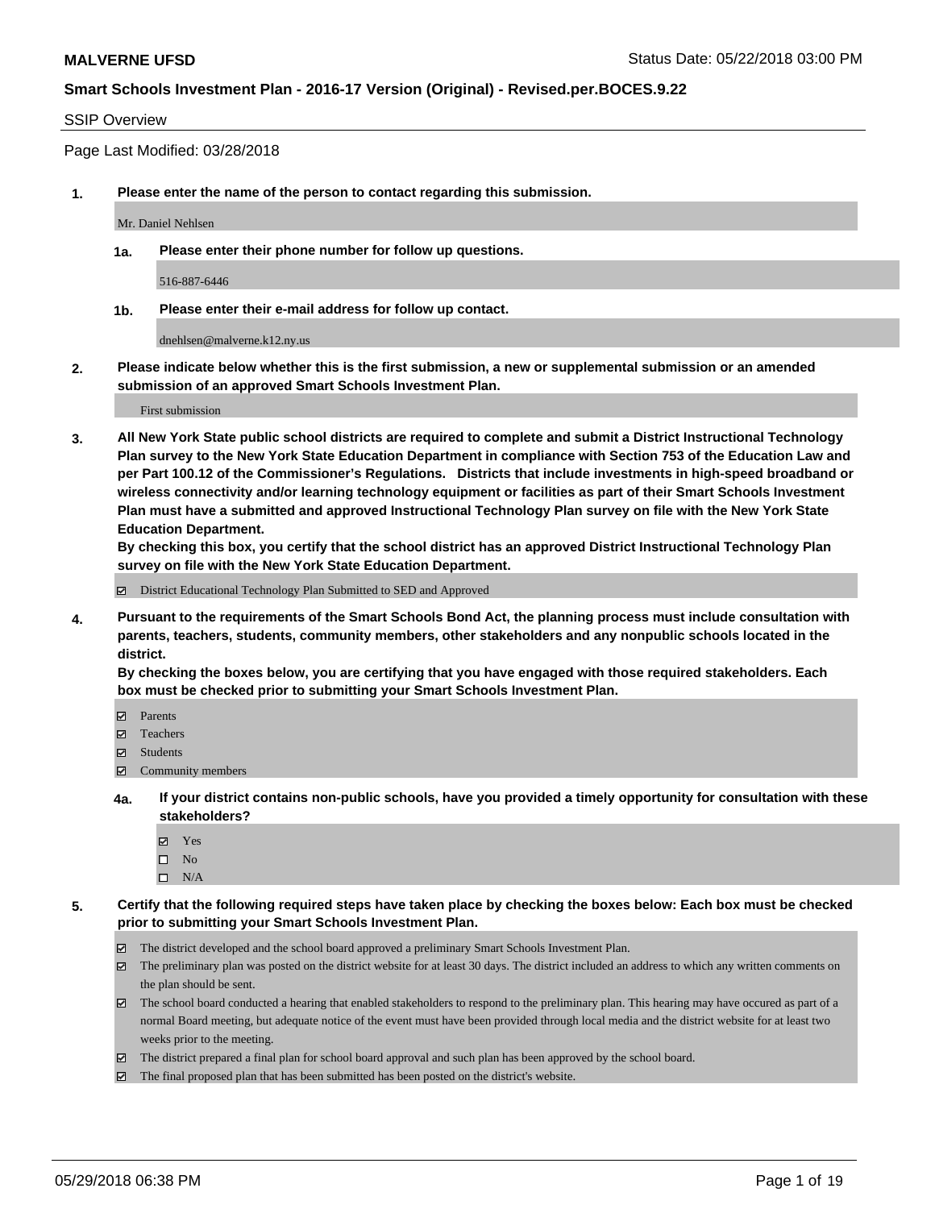**MALVERNE UFSD**

Status Date: 05/22/2018 03:00 PM

**Smart Schools Investment Plan - 2016-17 Version (Original) - Revised.per.BOCES.9.22**

SSIP Overview

Page Last Modified: 03/28/2018

**1. Please enter the name of the person to contact regarding this submission.**

Mr. Daniel Nehlsen

**1a. Please enter their phone number for follow up questions.**

516-887-6446

**1b. Please enter their e-mail address for follow up contact.**

dnehlsen@malverne.k12.ny.us

**2. Please indicate below whether this is the first submission, a new or supplemental submission or an amended submission of an approved Smart Schools Investment Plan.**

First submission

**3. All New York State public school districts are required to complete and submit a District Instructional Technology Plan survey to the New York State Education Department in compliance with Section 753 of the Education Law and per Part 100.12 of the Commissioner's Regulations. Districts that include investments in high-speed broadband or wireless connectivity and/or learning technology equipment or facilities as part of their Smart Schools Investment Plan must have a submitted and approved Instructional Technology Plan survey on file with the New York State Education Department.**
**By checking this box, you certify that the school district has an approved District Instructional Technology Plan survey on file with the New York State Education Department.**

☑ District Educational Technology Plan Submitted to SED and Approved

**4. Pursuant to the requirements of the Smart Schools Bond Act, the planning process must include consultation with parents, teachers, students, community members, other stakeholders and any nonpublic schools located in the district.**
**By checking the boxes below, you are certifying that you have engaged with those required stakeholders. Each box must be checked prior to submitting your Smart Schools Investment Plan.**

☑ Parents
☑ Teachers
☑ Students
☑ Community members

**4a. If your district contains non-public schools, have you provided a timely opportunity for consultation with these stakeholders?**

☑ Yes
☐ No
☐ N/A

**5. Certify that the following required steps have taken place by checking the boxes below: Each box must be checked prior to submitting your Smart Schools Investment Plan.**

☑ The district developed and the school board approved a preliminary Smart Schools Investment Plan.
☑ The preliminary plan was posted on the district website for at least 30 days. The district included an address to which any written comments on the plan should be sent.
☑ The school board conducted a hearing that enabled stakeholders to respond to the preliminary plan. This hearing may have occured as part of a normal Board meeting, but adequate notice of the event must have been provided through local media and the district website for at least two weeks prior to the meeting.
☑ The district prepared a final plan for school board approval and such plan has been approved by the school board.
☑ The final proposed plan that has been submitted has been posted on the district's website.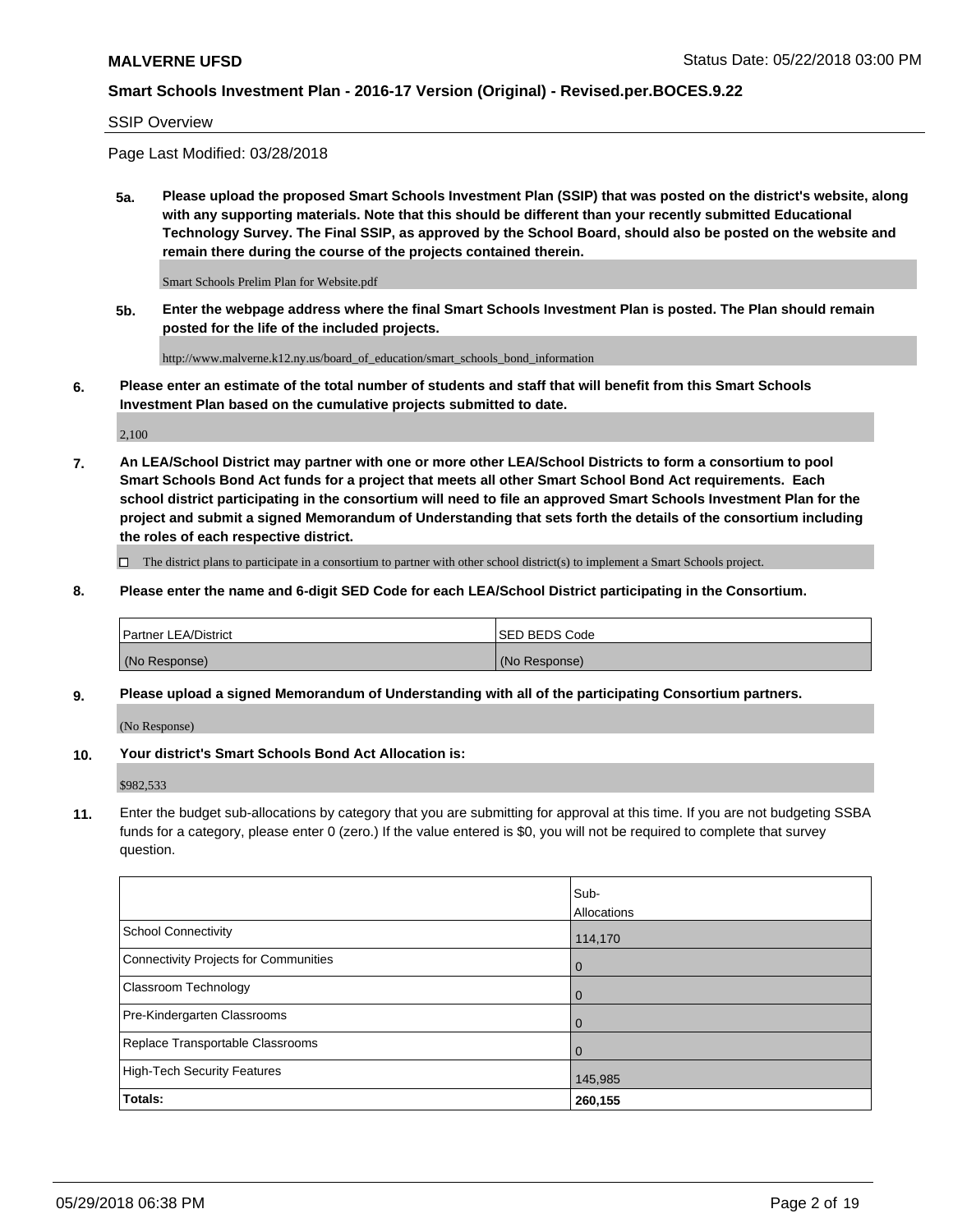SSIP Overview

Page Last Modified: 03/28/2018

**5a. Please upload the proposed Smart Schools Investment Plan (SSIP) that was posted on the district's website, along with any supporting materials. Note that this should be different than your recently submitted Educational Technology Survey. The Final SSIP, as approved by the School Board, should also be posted on the website and remain there during the course of the projects contained therein.**

Smart Schools Prelim Plan for Website.pdf

**5b. Enter the webpage address where the final Smart Schools Investment Plan is posted. The Plan should remain posted for the life of the included projects.**

http://www.malverne.k12.ny.us/board_of_education/smart_schools_bond_information

**6. Please enter an estimate of the total number of students and staff that will benefit from this Smart Schools Investment Plan based on the cumulative projects submitted to date.**

2,100

**7. An LEA/School District may partner with one or more other LEA/School Districts to form a consortium to pool Smart Schools Bond Act funds for a project that meets all other Smart School Bond Act requirements. Each school district participating in the consortium will need to file an approved Smart Schools Investment Plan for the project and submit a signed Memorandum of Understanding that sets forth the details of the consortium including the roles of each respective district.**

☐ The district plans to participate in a consortium to partner with other school district(s) to implement a Smart Schools project.

**8. Please enter the name and 6-digit SED Code for each LEA/School District participating in the Consortium.**

| Partner LEA/District | SED BEDS Code |
|---|---|
| (No Response) | (No Response) |

**9. Please upload a signed Memorandum of Understanding with all of the participating Consortium partners.**

(No Response)

**10. Your district's Smart Schools Bond Act Allocation is:**

$982,533

**11.** Enter the budget sub-allocations by category that you are submitting for approval at this time. If you are not budgeting SSBA funds for a category, please enter 0 (zero.) If the value entered is $0, you will not be required to complete that survey question.

| | Sub-Allocations |
|---|---|
| School Connectivity | 114,170 |
| Connectivity Projects for Communities | 0 |
| Classroom Technology | 0 |
| Pre-Kindergarten Classrooms | 0 |
| Replace Transportable Classrooms | 0 |
| High-Tech Security Features | 145,985 |
| **Totals:** | **260,155** |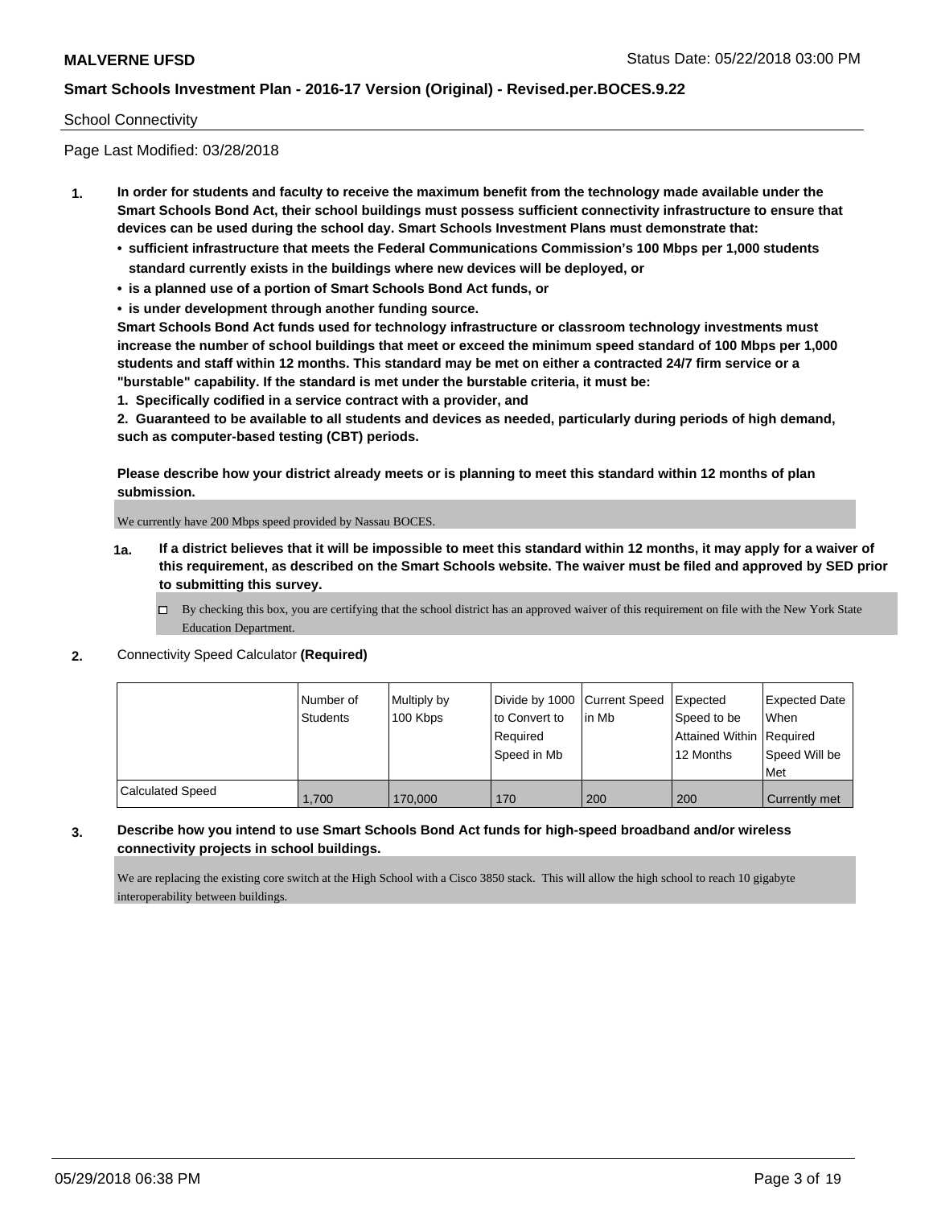School Connectivity

Page Last Modified: 03/28/2018

1. **In order for students and faculty to receive the maximum benefit from the technology made available under the Smart Schools Bond Act, their school buildings must possess sufficient connectivity infrastructure to ensure that devices can be used during the school day. Smart Schools Investment Plans must demonstrate that:**
   - **sufficient infrastructure that meets the Federal Communications Commission's 100 Mbps per 1,000 students standard currently exists in the buildings where new devices will be deployed, or**
   - **is a planned use of a portion of Smart Schools Bond Act funds, or**
   - **is under development through another funding source.**

   **Smart Schools Bond Act funds used for technology infrastructure or classroom technology investments must increase the number of school buildings that meet or exceed the minimum speed standard of 100 Mbps per 1,000 students and staff within 12 months. This standard may be met on either a contracted 24/7 firm service or a "burstable" capability. If the standard is met under the burstable criteria, it must be:**

   **1. Specifically codified in a service contract with a provider, and**

   **2. Guaranteed to be available to all students and devices as needed, particularly during periods of high demand, such as computer-based testing (CBT) periods.**

   **Please describe how your district already meets or is planning to meet this standard within 12 months of plan submission.**

   We currently have 200 Mbps speed provided by Nassau BOCES.

   **1a. If a district believes that it will be impossible to meet this standard within 12 months, it may apply for a waiver of this requirement, as described on the Smart Schools website. The waiver must be filed and approved by SED prior to submitting this survey.**

   ☐ By checking this box, you are certifying that the school district has an approved waiver of this requirement on file with the New York State Education Department.

2. Connectivity Speed Calculator **(Required)**

| | Number of Students | Multiply by 100 Kbps | Divide by 1000 to Convert to Required Speed in Mb | Current Speed in Mb | Expected Speed to be Attained Within 12 Months | Expected Date When Required Speed Will be Met |
|---|---|---|---|---|---|---|
| Calculated Speed | 1,700 | 170,000 | 170 | 200 | 200 | Currently met |

3. **Describe how you intend to use Smart Schools Bond Act funds for high-speed broadband and/or wireless connectivity projects in school buildings.**

   We are replacing the existing core switch at the High School with a Cisco 3850 stack. This will allow the high school to reach 10 gigabyte interoperability between buildings.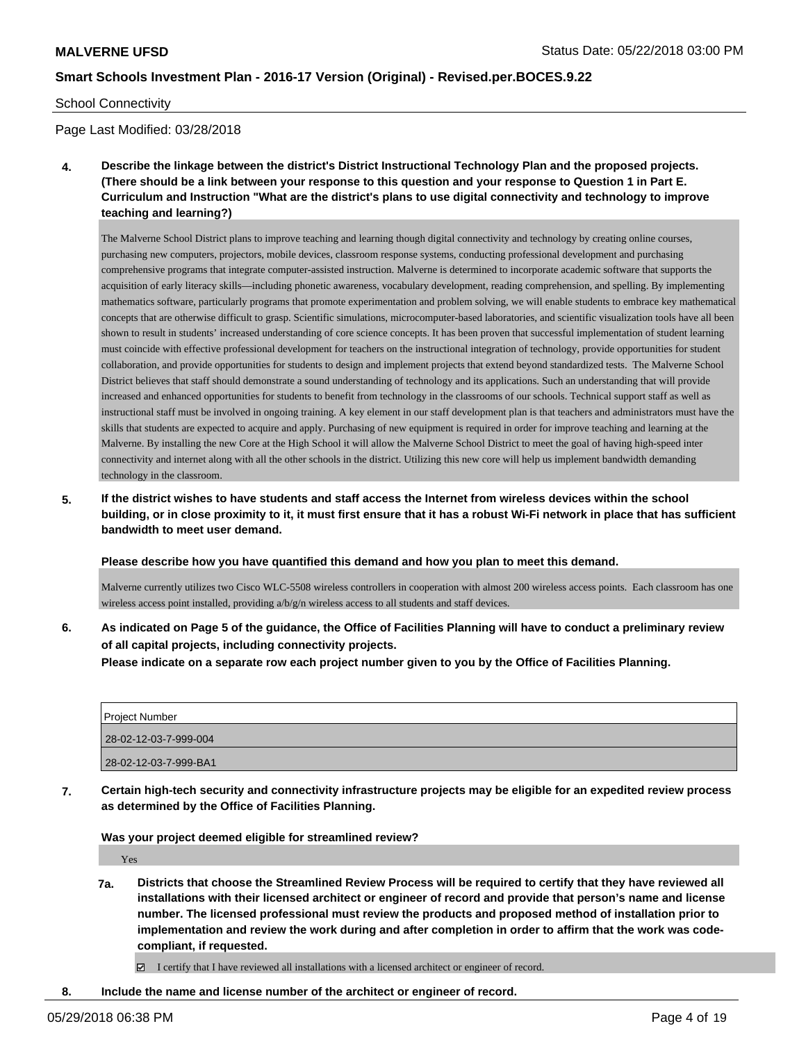School Connectivity

Page Last Modified: 03/28/2018

**4. Describe the linkage between the district's District Instructional Technology Plan and the proposed projects. (There should be a link between your response to this question and your response to Question 1 in Part E. Curriculum and Instruction "What are the district's plans to use digital connectivity and technology to improve teaching and learning?)**

The Malverne School District plans to improve teaching and learning though digital connectivity and technology by creating online courses, purchasing new computers, projectors, mobile devices, classroom response systems, conducting professional development and purchasing comprehensive programs that integrate computer-assisted instruction. Malverne is determined to incorporate academic software that supports the acquisition of early literacy skills—including phonetic awareness, vocabulary development, reading comprehension, and spelling. By implementing mathematics software, particularly programs that promote experimentation and problem solving, we will enable students to embrace key mathematical concepts that are otherwise difficult to grasp. Scientific simulations, microcomputer-based laboratories, and scientific visualization tools have all been shown to result in students' increased understanding of core science concepts. It has been proven that successful implementation of student learning must coincide with effective professional development for teachers on the instructional integration of technology, provide opportunities for student collaboration, and provide opportunities for students to design and implement projects that extend beyond standardized tests. The Malverne School District believes that staff should demonstrate a sound understanding of technology and its applications. Such an understanding that will provide increased and enhanced opportunities for students to benefit from technology in the classrooms of our schools. Technical support staff as well as instructional staff must be involved in ongoing training. A key element in our staff development plan is that teachers and administrators must have the skills that students are expected to acquire and apply. Purchasing of new equipment is required in order for improve teaching and learning at the Malverne. By installing the new Core at the High School it will allow the Malverne School District to meet the goal of having high-speed inter connectivity and internet along with all the other schools in the district. Utilizing this new core will help us implement bandwidth demanding technology in the classroom.

**5. If the district wishes to have students and staff access the Internet from wireless devices within the school building, or in close proximity to it, it must first ensure that it has a robust Wi-Fi network in place that has sufficient bandwidth to meet user demand.**

**Please describe how you have quantified this demand and how you plan to meet this demand.**

Malverne currently utilizes two Cisco WLC-5508 wireless controllers in cooperation with almost 200 wireless access points. Each classroom has one wireless access point installed, providing a/b/g/n wireless access to all students and staff devices.

**6. As indicated on Page 5 of the guidance, the Office of Facilities Planning will have to conduct a preliminary review of all capital projects, including connectivity projects.**
**Please indicate on a separate row each project number given to you by the Office of Facilities Planning.**

| Project Number |
| --- |
| 28-02-12-03-7-999-004 |
| 28-02-12-03-7-999-BA1 |

**7. Certain high-tech security and connectivity infrastructure projects may be eligible for an expedited review process as determined by the Office of Facilities Planning.**

**Was your project deemed eligible for streamlined review?**

Yes

**7a. Districts that choose the Streamlined Review Process will be required to certify that they have reviewed all installations with their licensed architect or engineer of record and provide that person's name and license number. The licensed professional must review the products and proposed method of installation prior to implementation and review the work during and after completion in order to affirm that the work was code-compliant, if requested.**

☑ I certify that I have reviewed all installations with a licensed architect or engineer of record.

**8. Include the name and license number of the architect or engineer of record.**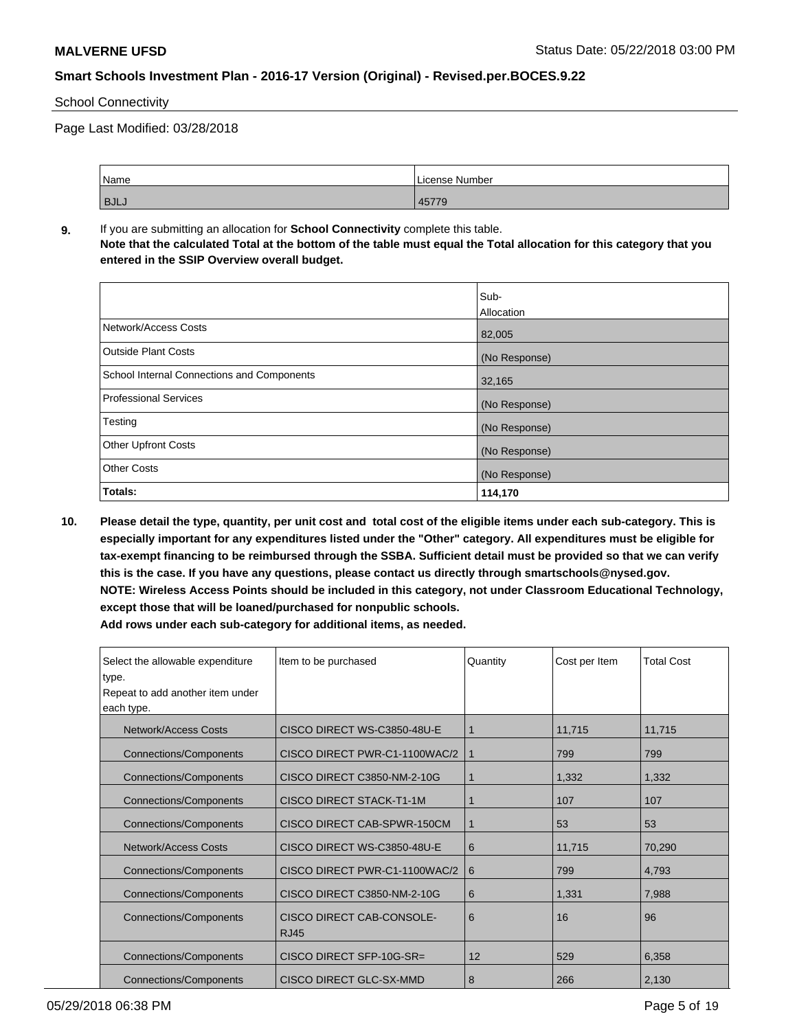| Name | License Number |
| --- | --- |
| BJLJ | 45779 |

**9.** If you are submitting an allocation for **School Connectivity** complete this table.
**Note that the calculated Total at the bottom of the table must equal the Total allocation for this category that you entered in the SSIP Overview overall budget.**

| | Sub-Allocation |
| --- | --- |
| Network/Access Costs | 82,005 |
| Outside Plant Costs | (No Response) |
| School Internal Connections and Components | 32,165 |
| Professional Services | (No Response) |
| Testing | (No Response) |
| Other Upfront Costs | (No Response) |
| Other Costs | (No Response) |
| **Totals:** | **114,170** |

**10. Please detail the type, quantity, per unit cost and total cost of the eligible items under each sub-category. This is especially important for any expenditures listed under the "Other" category. All expenditures must be eligible for tax-exempt financing to be reimbursed through the SSBA. Sufficient detail must be provided so that we can verify this is the case. If you have any questions, please contact us directly through smartschools@nysed.gov.**
**NOTE: Wireless Access Points should be included in this category, not under Classroom Educational Technology, except those that will be loaned/purchased for nonpublic schools.**
**Add rows under each sub-category for additional items, as needed.**

| Select the allowable expenditure type. Repeat to add another item under each type. | Item to be purchased | Quantity | Cost per Item | Total Cost |
| --- | --- | --- | --- | --- |
| Network/Access Costs | CISCO DIRECT WS-C3850-48U-E | 1 | 11,715 | 11,715 |
| Connections/Components | CISCO DIRECT PWR-C1-1100WAC/2 | 1 | 799 | 799 |
| Connections/Components | CISCO DIRECT C3850-NM-2-10G | 1 | 1,332 | 1,332 |
| Connections/Components | CISCO DIRECT STACK-T1-1M | 1 | 107 | 107 |
| Connections/Components | CISCO DIRECT CAB-SPWR-150CM | 1 | 53 | 53 |
| Network/Access Costs | CISCO DIRECT WS-C3850-48U-E | 6 | 11,715 | 70,290 |
| Connections/Components | CISCO DIRECT PWR-C1-1100WAC/2 | 6 | 799 | 4,793 |
| Connections/Components | CISCO DIRECT C3850-NM-2-10G | 6 | 1,331 | 7,988 |
| Connections/Components | CISCO DIRECT CAB-CONSOLE-RJ45 | 6 | 16 | 96 |
| Connections/Components | CISCO DIRECT SFP-10G-SR= | 12 | 529 | 6,358 |
| Connections/Components | CISCO DIRECT GLC-SX-MMD | 8 | 266 | 2,130 |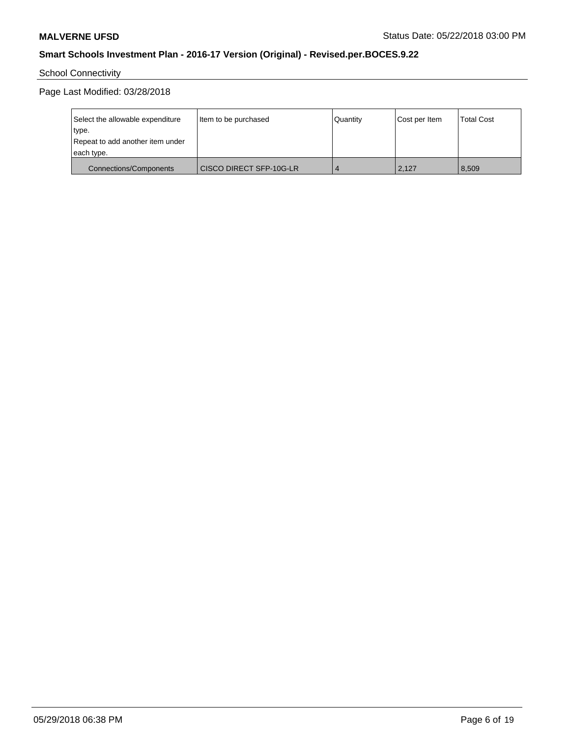School Connectivity

Page Last Modified: 03/28/2018

| Select the allowable expenditure type. Repeat to add another item under each type. | Item to be purchased | Quantity | Cost per Item | Total Cost |
|---|---|---|---|---|
| Connections/Components | CISCO DIRECT SFP-10G-LR | 4 | 2,127 | 8,509 |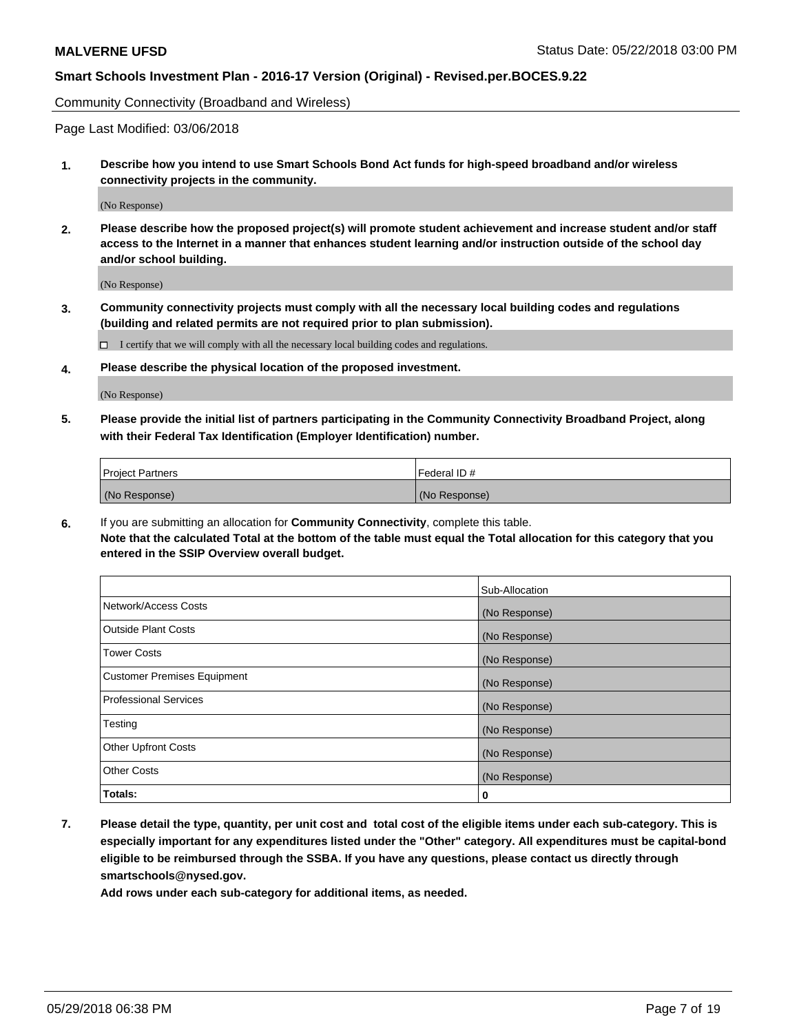Community Connectivity (Broadband and Wireless)

Page Last Modified: 03/06/2018

**1. Describe how you intend to use Smart Schools Bond Act funds for high-speed broadband and/or wireless connectivity projects in the community.**

(No Response)

**2. Please describe how the proposed project(s) will promote student achievement and increase student and/or staff access to the Internet in a manner that enhances student learning and/or instruction outside of the school day and/or school building.**

(No Response)

**3. Community connectivity projects must comply with all the necessary local building codes and regulations (building and related permits are not required prior to plan submission).**

☐ I certify that we will comply with all the necessary local building codes and regulations.

**4. Please describe the physical location of the proposed investment.**

(No Response)

**5. Please provide the initial list of partners participating in the Community Connectivity Broadband Project, along with their Federal Tax Identification (Employer Identification) number.**

| Project Partners | Federal ID # |
|---|---|
| (No Response) | (No Response) |

**6.** If you are submitting an allocation for **Community Connectivity**, complete this table.
**Note that the calculated Total at the bottom of the table must equal the Total allocation for this category that you entered in the SSIP Overview overall budget.**

| | Sub-Allocation |
|---|---|
| Network/Access Costs | (No Response) |
| Outside Plant Costs | (No Response) |
| Tower Costs | (No Response) |
| Customer Premises Equipment | (No Response) |
| Professional Services | (No Response) |
| Testing | (No Response) |
| Other Upfront Costs | (No Response) |
| Other Costs | (No Response) |
| **Totals:** | **0** |

**7. Please detail the type, quantity, per unit cost and total cost of the eligible items under each sub-category. This is especially important for any expenditures listed under the "Other" category. All expenditures must be capital-bond eligible to be reimbursed through the SSBA. If you have any questions, please contact us directly through smartschools@nysed.gov.**

**Add rows under each sub-category for additional items, as needed.**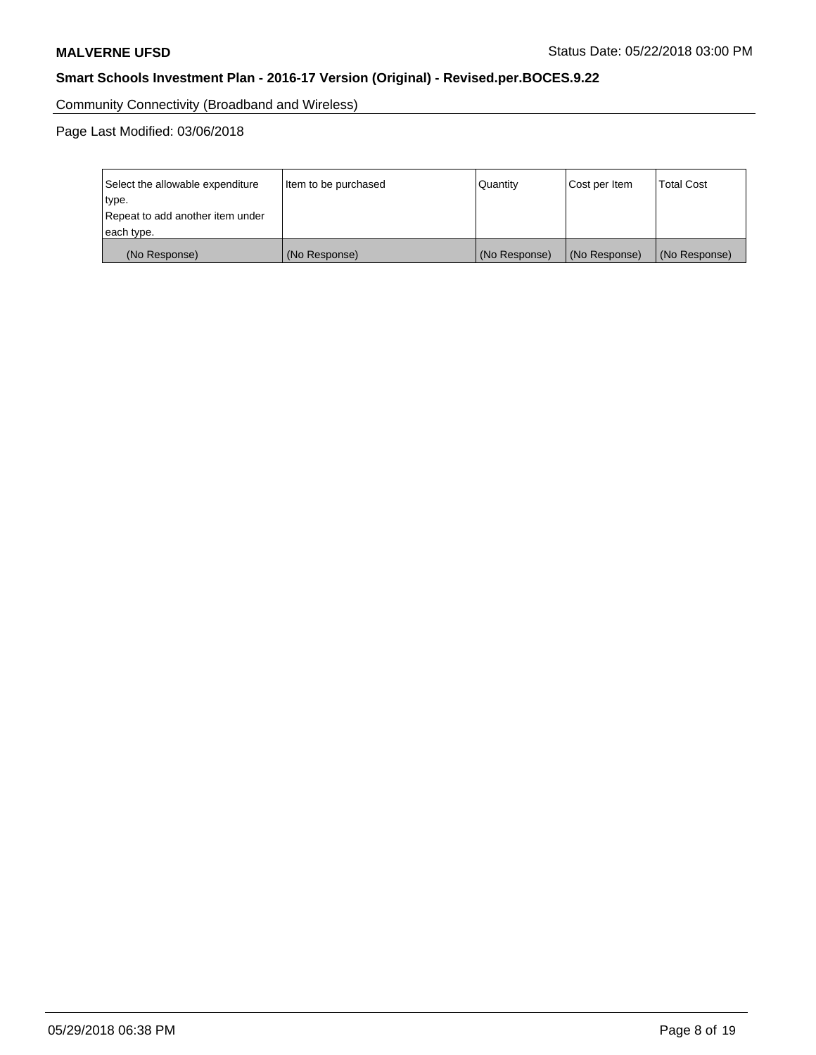Community Connectivity (Broadband and Wireless)

Page Last Modified: 03/06/2018

| Select the allowable expenditure type.<br>Repeat to add another item under each type. | Item to be purchased | Quantity | Cost per Item | Total Cost |
|---|---|---|---|---|
| (No Response) | (No Response) | (No Response) | (No Response) | (No Response) |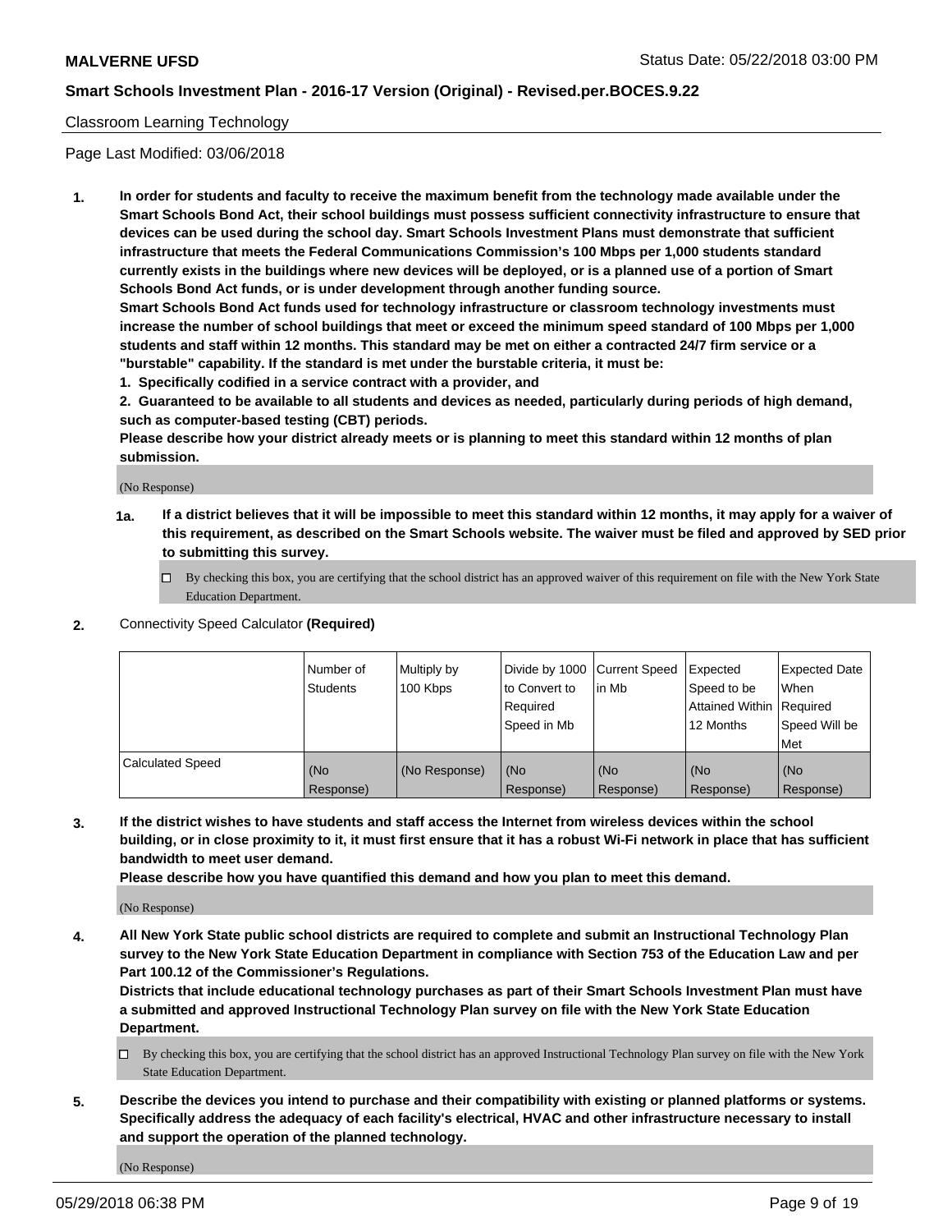Classroom Learning Technology

Page Last Modified: 03/06/2018

**1. In order for students and faculty to receive the maximum benefit from the technology made available under the Smart Schools Bond Act, their school buildings must possess sufficient connectivity infrastructure to ensure that devices can be used during the school day. Smart Schools Investment Plans must demonstrate that sufficient infrastructure that meets the Federal Communications Commission's 100 Mbps per 1,000 students standard currently exists in the buildings where new devices will be deployed, or is a planned use of a portion of Smart Schools Bond Act funds, or is under development through another funding source.**

**Smart Schools Bond Act funds used for technology infrastructure or classroom technology investments must increase the number of school buildings that meet or exceed the minimum speed standard of 100 Mbps per 1,000 students and staff within 12 months. This standard may be met on either a contracted 24/7 firm service or a "burstable" capability. If the standard is met under the burstable criteria, it must be:**

**1. Specifically codified in a service contract with a provider, and**

**2. Guaranteed to be available to all students and devices as needed, particularly during periods of high demand, such as computer-based testing (CBT) periods.**

**Please describe how your district already meets or is planning to meet this standard within 12 months of plan submission.**

(No Response)

**1a. If a district believes that it will be impossible to meet this standard within 12 months, it may apply for a waiver of this requirement, as described on the Smart Schools website. The waiver must be filed and approved by SED prior to submitting this survey.**

☐ By checking this box, you are certifying that the school district has an approved waiver of this requirement on file with the New York State Education Department.

**2.** Connectivity Speed Calculator **(Required)**

| | Number of Students | Multiply by 100 Kbps | Divide by 1000 to Convert to Required Speed in Mb | Current Speed in Mb | Expected Speed to be Attained Within 12 Months | Expected Date When Required Speed Will be Met |
|---|---|---|---|---|---|---|
| Calculated Speed | (No Response) | (No Response) | (No Response) | (No Response) | (No Response) | (No Response) |

**3. If the district wishes to have students and staff access the Internet from wireless devices within the school building, or in close proximity to it, it must first ensure that it has a robust Wi-Fi network in place that has sufficient bandwidth to meet user demand.**

**Please describe how you have quantified this demand and how you plan to meet this demand.**

(No Response)

**4. All New York State public school districts are required to complete and submit an Instructional Technology Plan survey to the New York State Education Department in compliance with Section 753 of the Education Law and per Part 100.12 of the Commissioner's Regulations.**

**Districts that include educational technology purchases as part of their Smart Schools Investment Plan must have a submitted and approved Instructional Technology Plan survey on file with the New York State Education Department.**

☐ By checking this box, you are certifying that the school district has an approved Instructional Technology Plan survey on file with the New York State Education Department.

**5. Describe the devices you intend to purchase and their compatibility with existing or planned platforms or systems. Specifically address the adequacy of each facility's electrical, HVAC and other infrastructure necessary to install and support the operation of the planned technology.**

(No Response)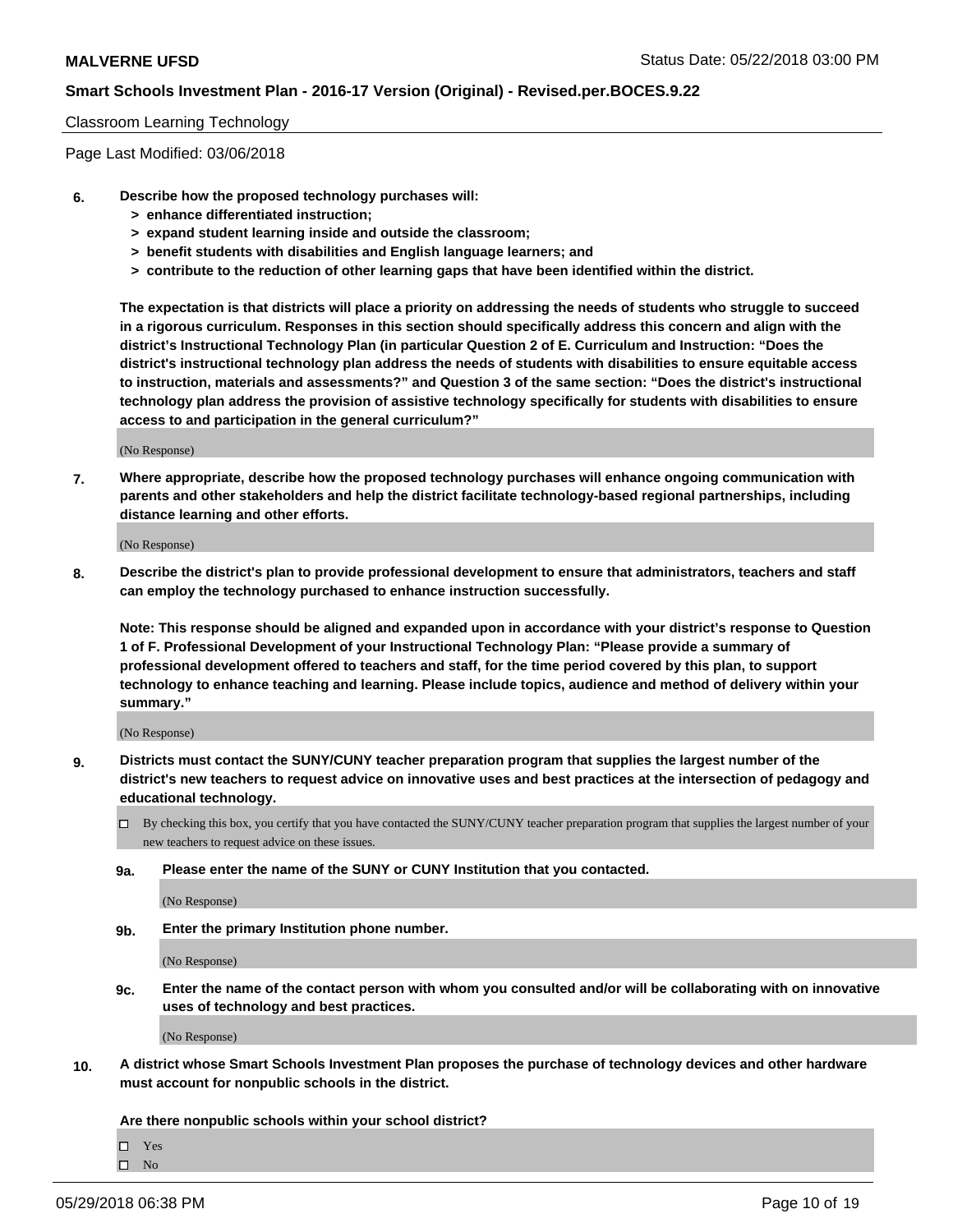Classroom Learning Technology

Page Last Modified: 03/06/2018

**6. Describe how the proposed technology purchases will:**
- **> enhance differentiated instruction;**
- **> expand student learning inside and outside the classroom;**
- **> benefit students with disabilities and English language learners; and**
- **> contribute to the reduction of other learning gaps that have been identified within the district.**

**The expectation is that districts will place a priority on addressing the needs of students who struggle to succeed in a rigorous curriculum. Responses in this section should specifically address this concern and align with the district's Instructional Technology Plan (in particular Question 2 of E. Curriculum and Instruction: "Does the district's instructional technology plan address the needs of students with disabilities to ensure equitable access to instruction, materials and assessments?" and Question 3 of the same section: "Does the district's instructional technology plan address the provision of assistive technology specifically for students with disabilities to ensure access to and participation in the general curriculum?"**

(No Response)

**7. Where appropriate, describe how the proposed technology purchases will enhance ongoing communication with parents and other stakeholders and help the district facilitate technology-based regional partnerships, including distance learning and other efforts.**

(No Response)

**8. Describe the district's plan to provide professional development to ensure that administrators, teachers and staff can employ the technology purchased to enhance instruction successfully.**

**Note: This response should be aligned and expanded upon in accordance with your district's response to Question 1 of F. Professional Development of your Instructional Technology Plan: "Please provide a summary of professional development offered to teachers and staff, for the time period covered by this plan, to support technology to enhance teaching and learning. Please include topics, audience and method of delivery within your summary."**

(No Response)

**9. Districts must contact the SUNY/CUNY teacher preparation program that supplies the largest number of the district's new teachers to request advice on innovative uses and best practices at the intersection of pedagogy and educational technology.**

☐ By checking this box, you certify that you have contacted the SUNY/CUNY teacher preparation program that supplies the largest number of your new teachers to request advice on these issues.

**9a. Please enter the name of the SUNY or CUNY Institution that you contacted.**

(No Response)

**9b. Enter the primary Institution phone number.**

(No Response)

**9c. Enter the name of the contact person with whom you consulted and/or will be collaborating with on innovative uses of technology and best practices.**

(No Response)

**10. A district whose Smart Schools Investment Plan proposes the purchase of technology devices and other hardware must account for nonpublic schools in the district.**

**Are there nonpublic schools within your school district?**

☐ Yes
☐ No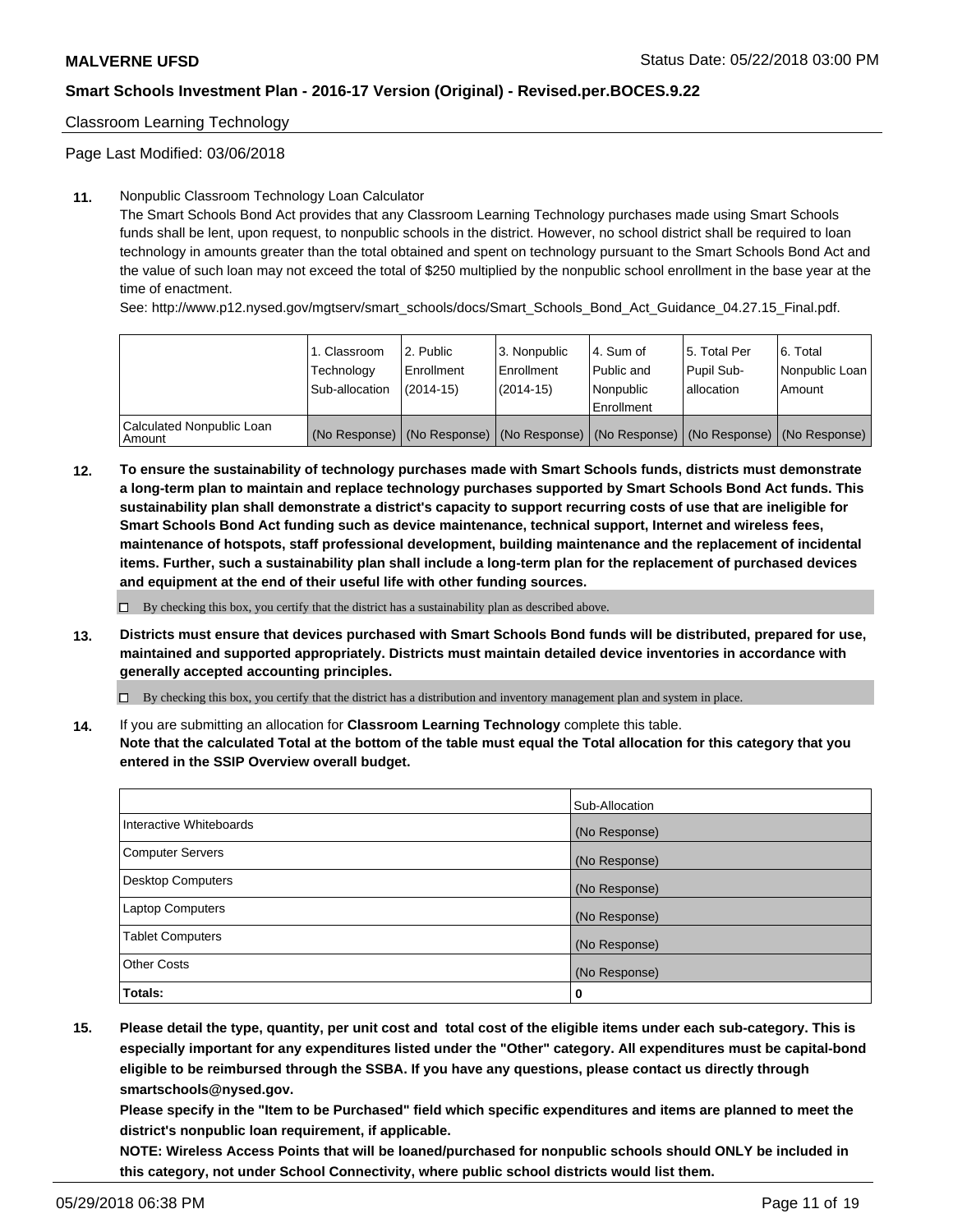Classroom Learning Technology

Page Last Modified: 03/06/2018

**11.** Nonpublic Classroom Technology Loan Calculator

The Smart Schools Bond Act provides that any Classroom Learning Technology purchases made using Smart Schools funds shall be lent, upon request, to nonpublic schools in the district. However, no school district shall be required to loan technology in amounts greater than the total obtained and spent on technology pursuant to the Smart Schools Bond Act and the value of such loan may not exceed the total of $250 multiplied by the nonpublic school enrollment in the base year at the time of enactment.

See: http://www.p12.nysed.gov/mgtserv/smart_schools/docs/Smart_Schools_Bond_Act_Guidance_04.27.15_Final.pdf.

| | 1. Classroom Technology Sub-allocation | 2. Public Enrollment (2014-15) | 3. Nonpublic Enrollment (2014-15) | 4. Sum of Public and Nonpublic Enrollment | 5. Total Per Pupil Sub-allocation | 6. Total Nonpublic Loan Amount |
|---|---|---|---|---|---|---|
| Calculated Nonpublic Loan Amount | (No Response) | (No Response) | (No Response) | (No Response) | (No Response) | (No Response) |

**12.** **To ensure the sustainability of technology purchases made with Smart Schools funds, districts must demonstrate a long-term plan to maintain and replace technology purchases supported by Smart Schools Bond Act funds. This sustainability plan shall demonstrate a district's capacity to support recurring costs of use that are ineligible for Smart Schools Bond Act funding such as device maintenance, technical support, Internet and wireless fees, maintenance of hotspots, staff professional development, building maintenance and the replacement of incidental items. Further, such a sustainability plan shall include a long-term plan for the replacement of purchased devices and equipment at the end of their useful life with other funding sources.**

☐ By checking this box, you certify that the district has a sustainability plan as described above.

**13.** **Districts must ensure that devices purchased with Smart Schools Bond funds will be distributed, prepared for use, maintained and supported appropriately. Districts must maintain detailed device inventories in accordance with generally accepted accounting principles.**

☐ By checking this box, you certify that the district has a distribution and inventory management plan and system in place.

**14.** If you are submitting an allocation for **Classroom Learning Technology** complete this table.
**Note that the calculated Total at the bottom of the table must equal the Total allocation for this category that you entered in the SSIP Overview overall budget.**

| | Sub-Allocation |
|---|---|
| Interactive Whiteboards | (No Response) |
| Computer Servers | (No Response) |
| Desktop Computers | (No Response) |
| Laptop Computers | (No Response) |
| Tablet Computers | (No Response) |
| Other Costs | (No Response) |
| **Totals:** | **0** |

**15.** **Please detail the type, quantity, per unit cost and total cost of the eligible items under each sub-category. This is especially important for any expenditures listed under the "Other" category. All expenditures must be capital-bond eligible to be reimbursed through the SSBA. If you have any questions, please contact us directly through smartschools@nysed.gov.**

**Please specify in the "Item to be Purchased" field which specific expenditures and items are planned to meet the district's nonpublic loan requirement, if applicable.**

**NOTE: Wireless Access Points that will be loaned/purchased for nonpublic schools should ONLY be included in this category, not under School Connectivity, where public school districts would list them.**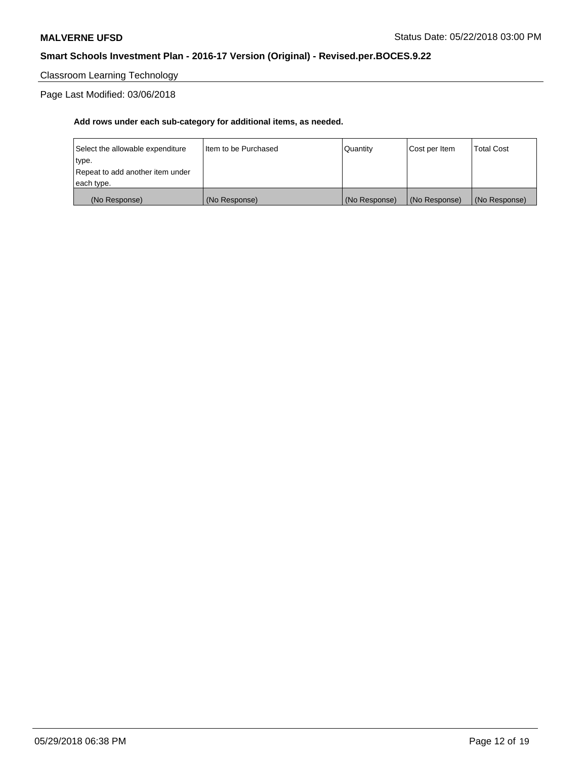Classroom Learning Technology

Page Last Modified: 03/06/2018

**Add rows under each sub-category for additional items, as needed.**

| Select the allowable expenditure type.<br>Repeat to add another item under each type. | Item to be Purchased | Quantity | Cost per Item | Total Cost |
|---|---|---|---|---|
| (No Response) | (No Response) | (No Response) | (No Response) | (No Response) |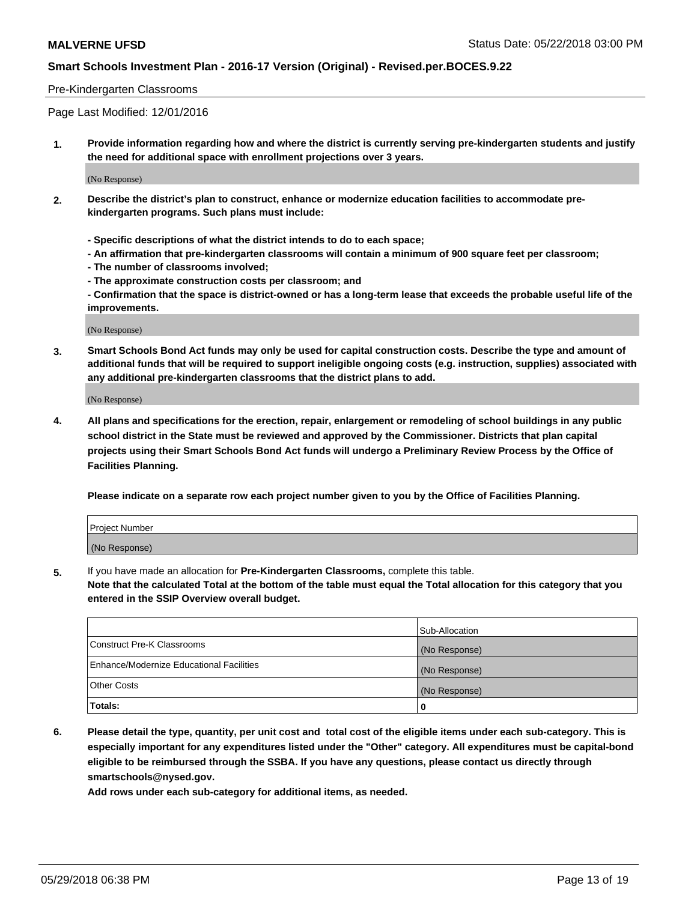Pre-Kindergarten Classrooms

Page Last Modified: 12/01/2016

**1. Provide information regarding how and where the district is currently serving pre-kindergarten students and justify the need for additional space with enrollment projections over 3 years.**

(No Response)

**2. Describe the district's plan to construct, enhance or modernize education facilities to accommodate pre-kindergarten programs. Such plans must include:**

**- Specific descriptions of what the district intends to do to each space;**
**- An affirmation that pre-kindergarten classrooms will contain a minimum of 900 square feet per classroom;**
**- The number of classrooms involved;**
**- The approximate construction costs per classroom; and**
**- Confirmation that the space is district-owned or has a long-term lease that exceeds the probable useful life of the improvements.**

(No Response)

**3. Smart Schools Bond Act funds may only be used for capital construction costs. Describe the type and amount of additional funds that will be required to support ineligible ongoing costs (e.g. instruction, supplies) associated with any additional pre-kindergarten classrooms that the district plans to add.**

(No Response)

**4. All plans and specifications for the erection, repair, enlargement or remodeling of school buildings in any public school district in the State must be reviewed and approved by the Commissioner. Districts that plan capital projects using their Smart Schools Bond Act funds will undergo a Preliminary Review Process by the Office of Facilities Planning.**

**Please indicate on a separate row each project number given to you by the Office of Facilities Planning.**

| Project Number |
|---|
| (No Response) |

**5.** If you have made an allocation for **Pre-Kindergarten Classrooms,** complete this table.
**Note that the calculated Total at the bottom of the table must equal the Total allocation for this category that you entered in the SSIP Overview overall budget.**

| | Sub-Allocation |
|---|---|
| Construct Pre-K Classrooms | (No Response) |
| Enhance/Modernize Educational Facilities | (No Response) |
| Other Costs | (No Response) |
| **Totals:** | **0** |

**6. Please detail the type, quantity, per unit cost and total cost of the eligible items under each sub-category. This is especially important for any expenditures listed under the "Other" category. All expenditures must be capital-bond eligible to be reimbursed through the SSBA. If you have any questions, please contact us directly through smartschools@nysed.gov.**

**Add rows under each sub-category for additional items, as needed.**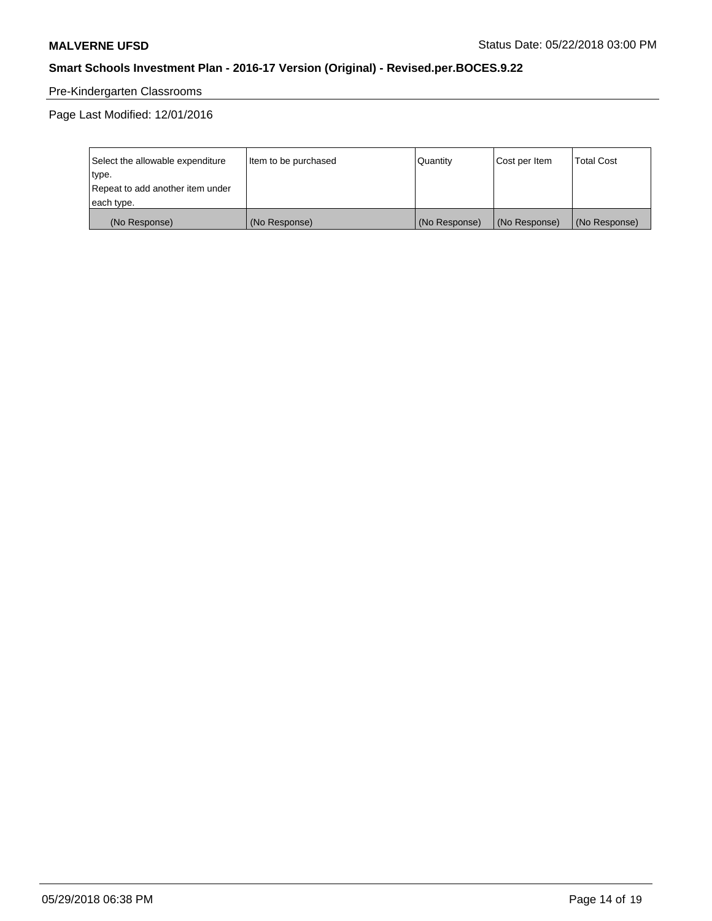Pre-Kindergarten Classrooms

Page Last Modified: 12/01/2016

| Select the allowable expenditure type. Repeat to add another item under each type. | Item to be purchased | Quantity | Cost per Item | Total Cost |
|---|---|---|---|---|
| (No Response) | (No Response) | (No Response) | (No Response) | (No Response) |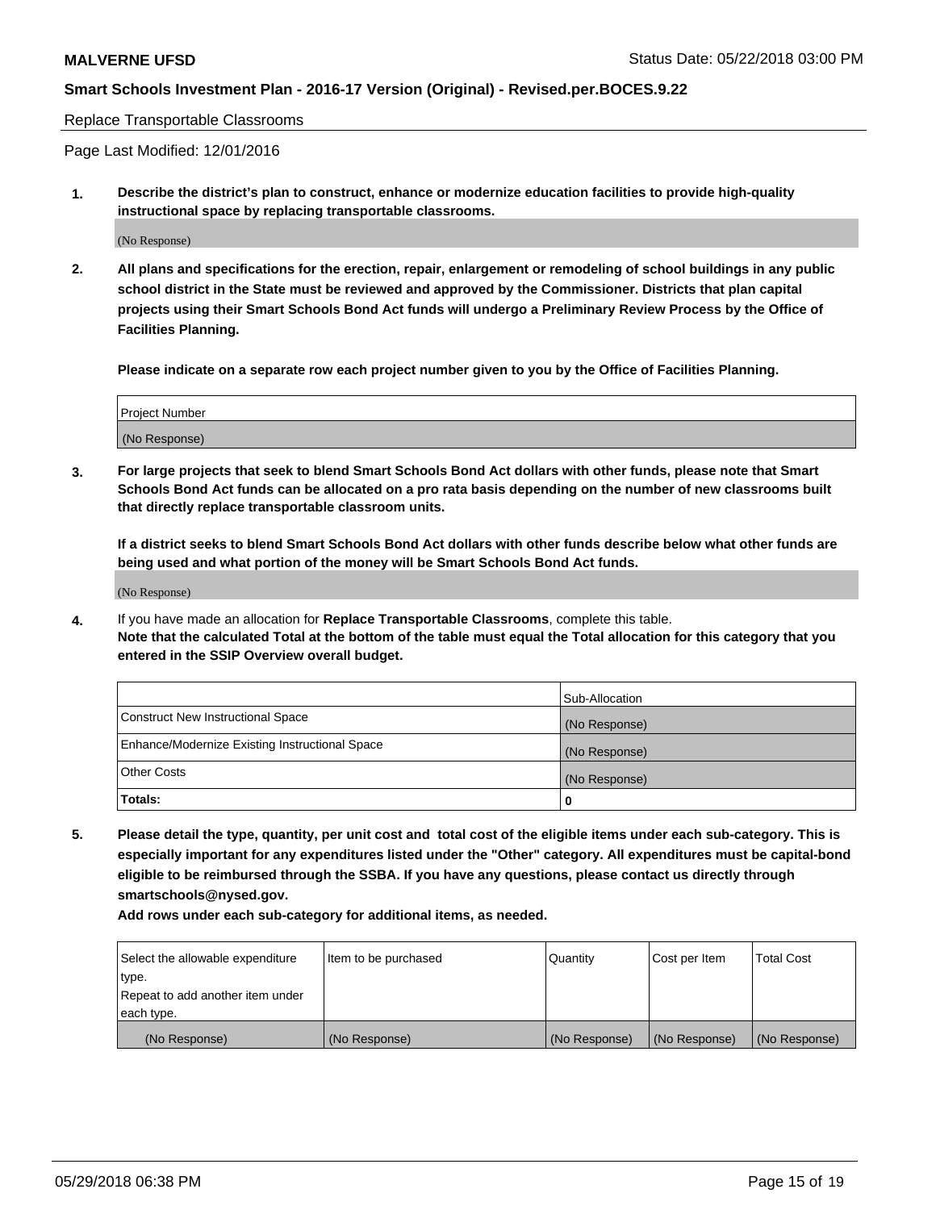Replace Transportable Classrooms

Page Last Modified: 12/01/2016

**1. Describe the district's plan to construct, enhance or modernize education facilities to provide high-quality instructional space by replacing transportable classrooms.**

(No Response)

**2. All plans and specifications for the erection, repair, enlargement or remodeling of school buildings in any public school district in the State must be reviewed and approved by the Commissioner. Districts that plan capital projects using their Smart Schools Bond Act funds will undergo a Preliminary Review Process by the Office of Facilities Planning.**

**Please indicate on a separate row each project number given to you by the Office of Facilities Planning.**

| Project Number |
| --- |
| (No Response) |

**3. For large projects that seek to blend Smart Schools Bond Act dollars with other funds, please note that Smart Schools Bond Act funds can be allocated on a pro rata basis depending on the number of new classrooms built that directly replace transportable classroom units.**

**If a district seeks to blend Smart Schools Bond Act dollars with other funds describe below what other funds are being used and what portion of the money will be Smart Schools Bond Act funds.**

(No Response)

**4.** If you have made an allocation for **Replace Transportable Classrooms**, complete this table. **Note that the calculated Total at the bottom of the table must equal the Total allocation for this category that you entered in the SSIP Overview overall budget.**

| | Sub-Allocation |
| --- | --- |
| Construct New Instructional Space | (No Response) |
| Enhance/Modernize Existing Instructional Space | (No Response) |
| Other Costs | (No Response) |
| **Totals:** | **0** |

**5. Please detail the type, quantity, per unit cost and total cost of the eligible items under each sub-category. This is especially important for any expenditures listed under the "Other" category. All expenditures must be capital-bond eligible to be reimbursed through the SSBA. If you have any questions, please contact us directly through smartschools@nysed.gov.**

**Add rows under each sub-category for additional items, as needed.**

| Select the allowable expenditure type. Repeat to add another item under each type. | Item to be purchased | Quantity | Cost per Item | Total Cost |
| --- | --- | --- | --- | --- |
| (No Response) | (No Response) | (No Response) | (No Response) | (No Response) |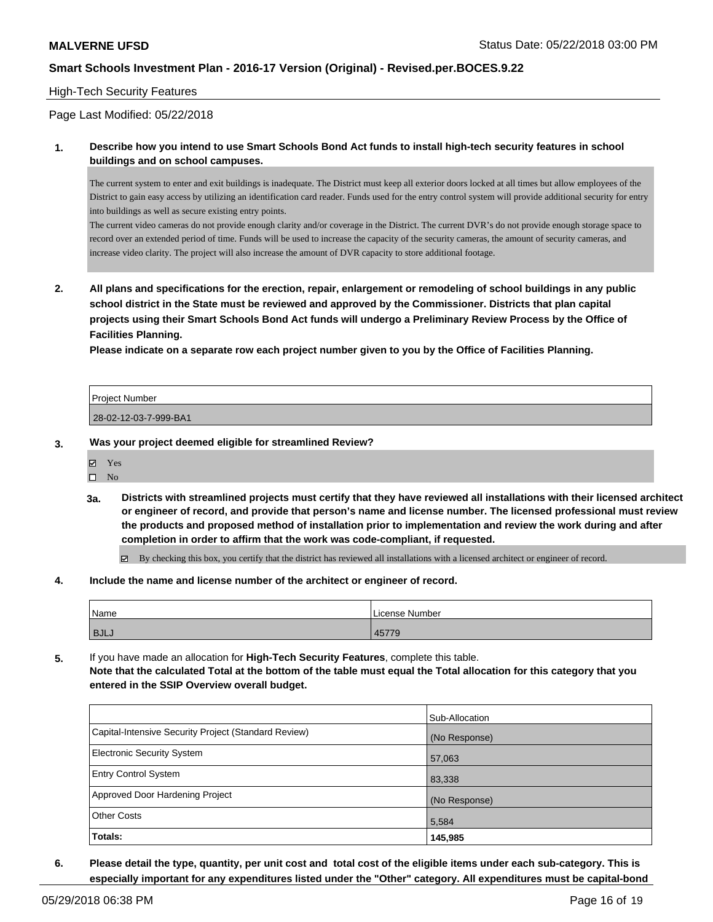High-Tech Security Features

Page Last Modified: 05/22/2018

**1. Describe how you intend to use Smart Schools Bond Act funds to install high-tech security features in school buildings and on school campuses.**

The current system to enter and exit buildings is inadequate. The District must keep all exterior doors locked at all times but allow employees of the District to gain easy access by utilizing an identification card reader. Funds used for the entry control system will provide additional security for entry into buildings as well as secure existing entry points.
The current video cameras do not provide enough clarity and/or coverage in the District. The current DVR's do not provide enough storage space to record over an extended period of time. Funds will be used to increase the capacity of the security cameras, the amount of security cameras, and increase video clarity. The project will also increase the amount of DVR capacity to store additional footage.

**2. All plans and specifications for the erection, repair, enlargement or remodeling of school buildings in any public school district in the State must be reviewed and approved by the Commissioner. Districts that plan capital projects using their Smart Schools Bond Act funds will undergo a Preliminary Review Process by the Office of Facilities Planning.**
**Please indicate on a separate row each project number given to you by the Office of Facilities Planning.**

| Project Number |
|---|
| 28-02-12-03-7-999-BA1 |

**3. Was your project deemed eligible for streamlined Review?**

- ☑ Yes
- ☐ No

**3a. Districts with streamlined projects must certify that they have reviewed all installations with their licensed architect or engineer of record, and provide that person's name and license number. The licensed professional must review the products and proposed method of installation prior to implementation and review the work during and after completion in order to affirm that the work was code-compliant, if requested.**

- ☑ By checking this box, you certify that the district has reviewed all installations with a licensed architect or engineer of record.

**4. Include the name and license number of the architect or engineer of record.**

| Name | License Number |
|---|---|
| BJLJ | 45779 |

**5.** If you have made an allocation for **High-Tech Security Features**, complete this table.
**Note that the calculated Total at the bottom of the table must equal the Total allocation for this category that you entered in the SSIP Overview overall budget.**

| | Sub-Allocation |
|---|---|
| Capital-Intensive Security Project (Standard Review) | (No Response) |
| Electronic Security System | 57,063 |
| Entry Control System | 83,338 |
| Approved Door Hardening Project | (No Response) |
| Other Costs | 5,584 |
| **Totals:** | **145,985** |

**6. Please detail the type, quantity, per unit cost and total cost of the eligible items under each sub-category. This is especially important for any expenditures listed under the "Other" category. All expenditures must be capital-bond**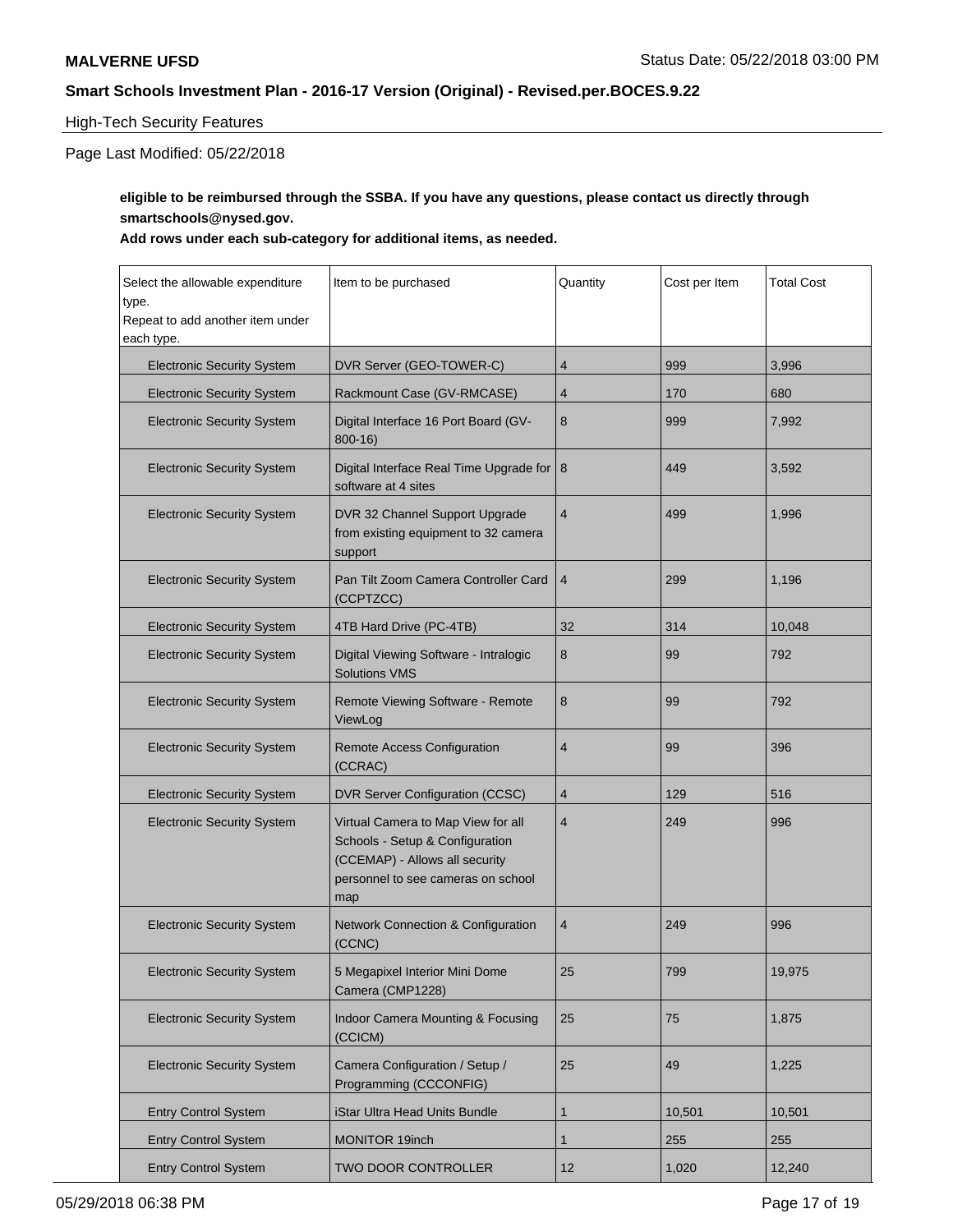**eligible to be reimbursed through the SSBA. If you have any questions, please contact us directly through smartschools@nysed.gov.**

**Add rows under each sub-category for additional items, as needed.**

| Select the allowable expenditure type. Repeat to add another item under each type. | Item to be purchased | Quantity | Cost per Item | Total Cost |
|---|---|---|---|---|
| Electronic Security System | DVR Server (GEO-TOWER-C) | 4 | 999 | 3,996 |
| Electronic Security System | Rackmount Case (GV-RMCASE) | 4 | 170 | 680 |
| Electronic Security System | Digital Interface 16 Port Board (GV-800-16) | 8 | 999 | 7,992 |
| Electronic Security System | Digital Interface Real Time Upgrade for software at 4 sites | 8 | 449 | 3,592 |
| Electronic Security System | DVR 32 Channel Support Upgrade from existing equipment to 32 camera support | 4 | 499 | 1,996 |
| Electronic Security System | Pan Tilt Zoom Camera Controller Card (CCPTZCC) | 4 | 299 | 1,196 |
| Electronic Security System | 4TB Hard Drive (PC-4TB) | 32 | 314 | 10,048 |
| Electronic Security System | Digital Viewing Software - Intralogic Solutions VMS | 8 | 99 | 792 |
| Electronic Security System | Remote Viewing Software - Remote ViewLog | 8 | 99 | 792 |
| Electronic Security System | Remote Access Configuration (CCRAC) | 4 | 99 | 396 |
| Electronic Security System | DVR Server Configuration (CCSC) | 4 | 129 | 516 |
| Electronic Security System | Virtual Camera to Map View for all Schools - Setup & Configuration (CCEMAP) - Allows all security personnel to see cameras on school map | 4 | 249 | 996 |
| Electronic Security System | Network Connection & Configuration (CCNC) | 4 | 249 | 996 |
| Electronic Security System | 5 Megapixel Interior Mini Dome Camera (CMP1228) | 25 | 799 | 19,975 |
| Electronic Security System | Indoor Camera Mounting & Focusing (CCICM) | 25 | 75 | 1,875 |
| Electronic Security System | Camera Configuration / Setup / Programming (CCCONFIG) | 25 | 49 | 1,225 |
| Entry Control System | iStar Ultra Head Units Bundle | 1 | 10,501 | 10,501 |
| Entry Control System | MONITOR 19inch | 1 | 255 | 255 |
| Entry Control System | TWO DOOR CONTROLLER | 12 | 1,020 | 12,240 |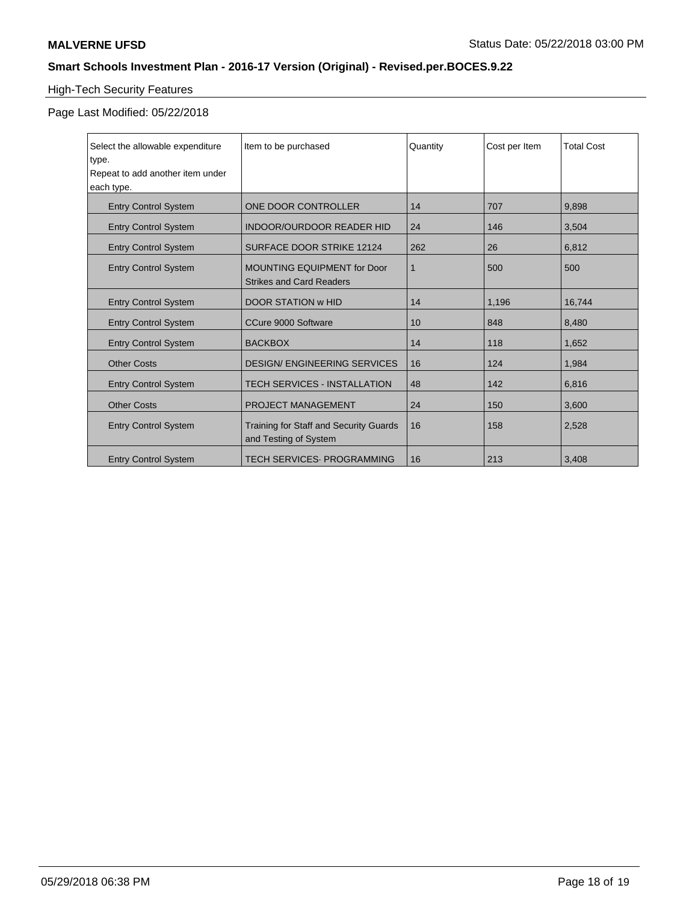High-Tech Security Features

Page Last Modified: 05/22/2018

| Select the allowable expenditure type. Repeat to add another item under each type. | Item to be purchased | Quantity | Cost per Item | Total Cost |
|---|---|---|---|---|
| Entry Control System | ONE DOOR CONTROLLER | 14 | 707 | 9,898 |
| Entry Control System | INDOOR/OURDOOR READER HID | 24 | 146 | 3,504 |
| Entry Control System | SURFACE DOOR STRIKE 12124 | 262 | 26 | 6,812 |
| Entry Control System | MOUNTING EQUIPMENT for Door Strikes and Card Readers | 1 | 500 | 500 |
| Entry Control System | DOOR STATION w HID | 14 | 1,196 | 16,744 |
| Entry Control System | CCure 9000 Software | 10 | 848 | 8,480 |
| Entry Control System | BACKBOX | 14 | 118 | 1,652 |
| Other Costs | DESIGN/ ENGINEERING SERVICES | 16 | 124 | 1,984 |
| Entry Control System | TECH SERVICES - INSTALLATION | 48 | 142 | 6,816 |
| Other Costs | PROJECT MANAGEMENT | 24 | 150 | 3,600 |
| Entry Control System | Training for Staff and Security Guards and Testing of System | 16 | 158 | 2,528 |
| Entry Control System | TECH SERVICES· PROGRAMMING | 16 | 213 | 3,408 |